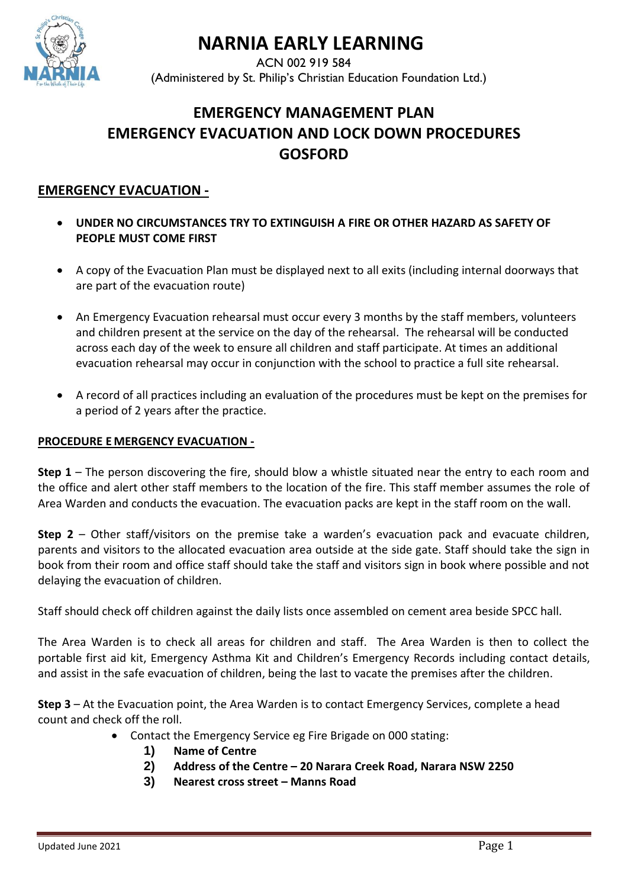# NARNIA EARLY LEARNING

ACN 002 919 584
(Administered by St. Philip's Christian Education Foundation Ltd.)

## EMERGENCY MANAGEMENT PLAN
## EMERGENCY EVACUATION AND LOCK DOWN PROCEDURES
## GOSFORD

### EMERGENCY EVACUATION -

- **UNDER NO CIRCUMSTANCES TRY TO EXTINGUISH A FIRE OR OTHER HAZARD AS SAFETY OF PEOPLE MUST COME FIRST**
- A copy of the Evacuation Plan must be displayed next to all exits (including internal doorways that are part of the evacuation route)
- An Emergency Evacuation rehearsal must occur every 3 months by the staff members, volunteers and children present at the service on the day of the rehearsal. The rehearsal will be conducted across each day of the week to ensure all children and staff participate. At times an additional evacuation rehearsal may occur in conjunction with the school to practice a full site rehearsal.
- A record of all practices including an evaluation of the procedures must be kept on the premises for a period of 2 years after the practice.

**PROCEDURE E MERGENCY EVACUATION -**

**Step 1** – The person discovering the fire, should blow a whistle situated near the entry to each room and the office and alert other staff members to the location of the fire. This staff member assumes the role of Area Warden and conducts the evacuation. The evacuation packs are kept in the staff room on the wall.

**Step 2** – Other staff/visitors on the premise take a warden's evacuation pack and evacuate children, parents and visitors to the allocated evacuation area outside at the side gate. Staff should take the sign in book from their room and office staff should take the staff and visitors sign in book where possible and not delaying the evacuation of children.

Staff should check off children against the daily lists once assembled on cement area beside SPCC hall.

The Area Warden is to check all areas for children and staff. The Area Warden is then to collect the portable first aid kit, Emergency Asthma Kit and Children's Emergency Records including contact details, and assist in the safe evacuation of children, being the last to vacate the premises after the children.

**Step 3** – At the Evacuation point, the Area Warden is to contact Emergency Services, complete a head count and check off the roll.

- Contact the Emergency Service eg Fire Brigade on 000 stating:
  1) **Name of Centre**
  2) **Address of the Centre – 20 Narara Creek Road, Narara NSW 2250**
  3) **Nearest cross street – Manns Road**

Updated June 2021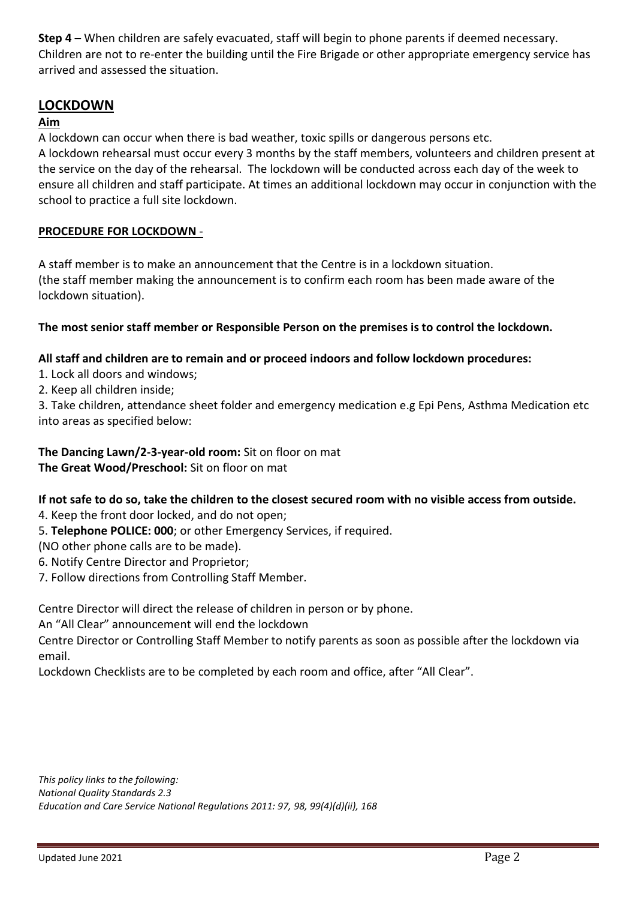**Step 4 –** When children are safely evacuated, staff will begin to phone parents if deemed necessary. Children are not to re-enter the building until the Fire Brigade or other appropriate emergency service has arrived and assessed the situation.

## LOCKDOWN

### Aim

A lockdown can occur when there is bad weather, toxic spills or dangerous persons etc.

A lockdown rehearsal must occur every 3 months by the staff members, volunteers and children present at the service on the day of the rehearsal. The lockdown will be conducted across each day of the week to ensure all children and staff participate. At times an additional lockdown may occur in conjunction with the school to practice a full site lockdown.

**PROCEDURE FOR LOCKDOWN** -

A staff member is to make an announcement that the Centre is in a lockdown situation.
(the staff member making the announcement is to confirm each room has been made aware of the lockdown situation).

**The most senior staff member or Responsible Person on the premises is to control the lockdown.**

**All staff and children are to remain and or proceed indoors and follow lockdown procedures:**

1. Lock all doors and windows;
2. Keep all children inside;
3. Take children, attendance sheet folder and emergency medication e.g Epi Pens, Asthma Medication etc into areas as specified below:

**The Dancing Lawn/2-3-year-old room:** Sit on floor on mat
**The Great Wood/Preschool:** Sit on floor on mat

**If not safe to do so, take the children to the closest secured room with no visible access from outside.**

4. Keep the front door locked, and do not open;
5. **Telephone POLICE: 000**; or other Emergency Services, if required.
(NO other phone calls are to be made).
6. Notify Centre Director and Proprietor;
7. Follow directions from Controlling Staff Member.

Centre Director will direct the release of children in person or by phone.

An "All Clear" announcement will end the lockdown

Centre Director or Controlling Staff Member to notify parents as soon as possible after the lockdown via email.

Lockdown Checklists are to be completed by each room and office, after "All Clear".

*This policy links to the following:*
*National Quality Standards 2.3*
*Education and Care Service National Regulations 2011: 97, 98, 99(4)(d)(ii), 168*

Updated June 2021